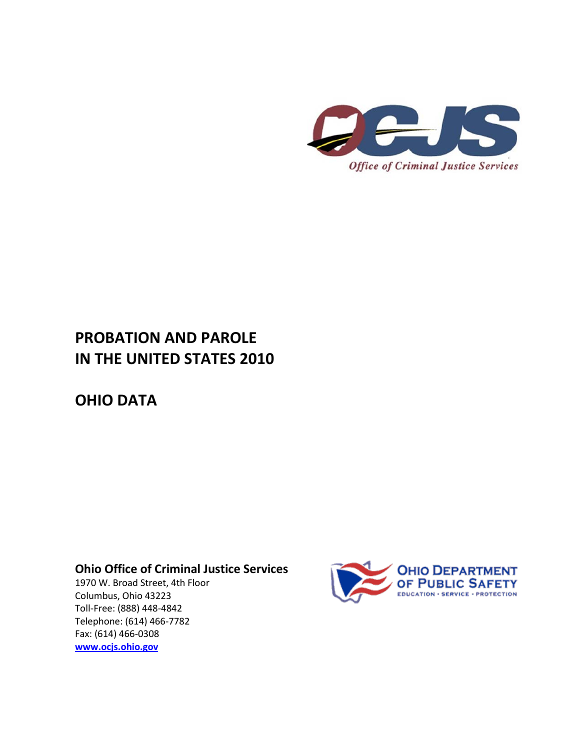OCJS

*Office of Criminal Justice Services*

# PROBATION AND PAROLE IN THE UNITED STATES 2010

# OHIO DATA

**Ohio Office of Criminal Justice Services**
1970 W. Broad Street, 4th Floor
Columbus, Ohio 43223
Toll-Free: (888) 448-4842
Telephone: (614) 466-7782
Fax: (614) 466-0308
**www.ocjs.ohio.gov**

OHIO DEPARTMENT OF PUBLIC SAFETY
EDUCATION • SERVICE • PROTECTION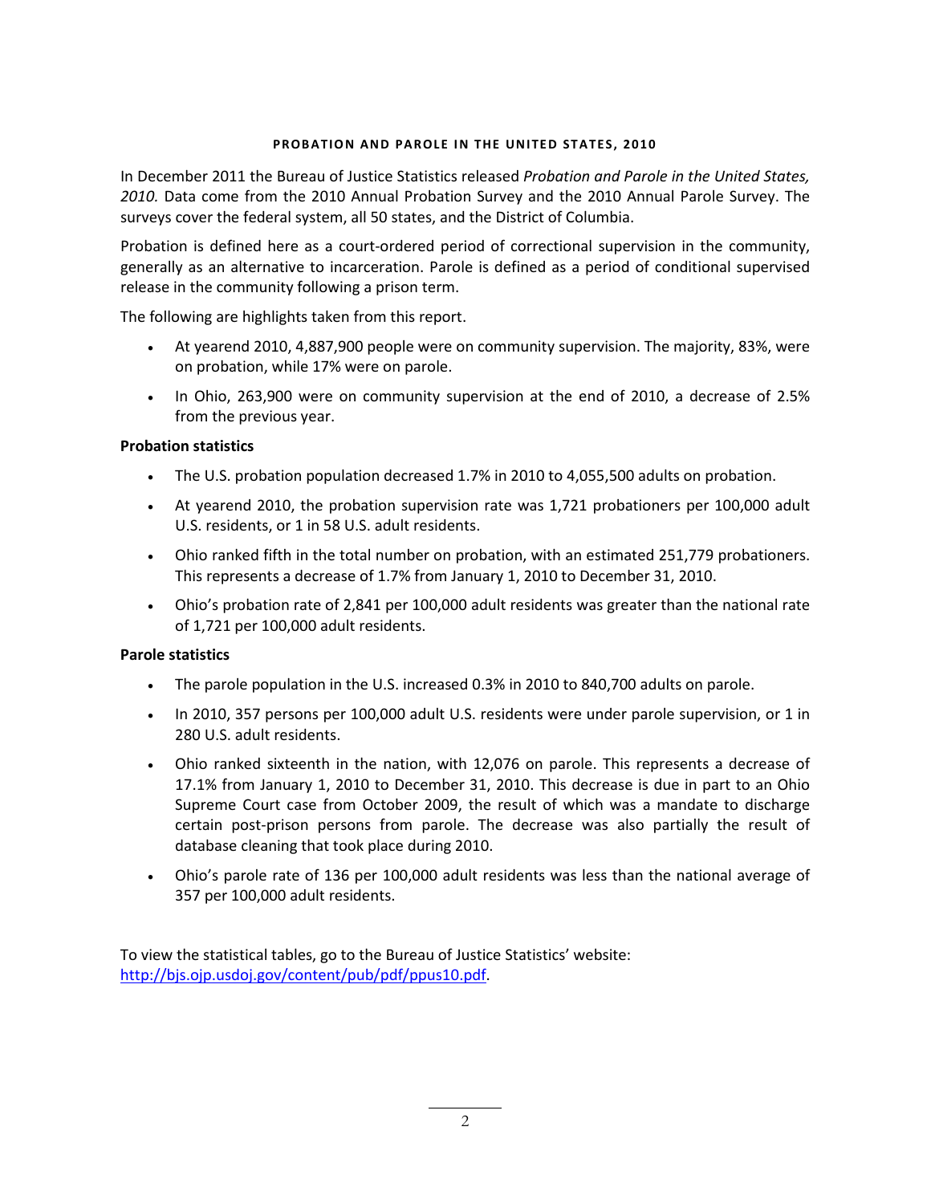## PROBATION AND PAROLE IN THE UNITED STATES, 2010

In December 2011 the Bureau of Justice Statistics released *Probation and Parole in the United States, 2010.* Data come from the 2010 Annual Probation Survey and the 2010 Annual Parole Survey. The surveys cover the federal system, all 50 states, and the District of Columbia.

Probation is defined here as a court-ordered period of correctional supervision in the community, generally as an alternative to incarceration. Parole is defined as a period of conditional supervised release in the community following a prison term.

The following are highlights taken from this report.

- At yearend 2010, 4,887,900 people were on community supervision. The majority, 83%, were on probation, while 17% were on parole.
- In Ohio, 263,900 were on community supervision at the end of 2010, a decrease of 2.5% from the previous year.

**Probation statistics**

- The U.S. probation population decreased 1.7% in 2010 to 4,055,500 adults on probation.
- At yearend 2010, the probation supervision rate was 1,721 probationers per 100,000 adult U.S. residents, or 1 in 58 U.S. adult residents.
- Ohio ranked fifth in the total number on probation, with an estimated 251,779 probationers. This represents a decrease of 1.7% from January 1, 2010 to December 31, 2010.
- Ohio's probation rate of 2,841 per 100,000 adult residents was greater than the national rate of 1,721 per 100,000 adult residents.

**Parole statistics**

- The parole population in the U.S. increased 0.3% in 2010 to 840,700 adults on parole.
- In 2010, 357 persons per 100,000 adult U.S. residents were under parole supervision, or 1 in 280 U.S. adult residents.
- Ohio ranked sixteenth in the nation, with 12,076 on parole. This represents a decrease of 17.1% from January 1, 2010 to December 31, 2010. This decrease is due in part to an Ohio Supreme Court case from October 2009, the result of which was a mandate to discharge certain post-prison persons from parole. The decrease was also partially the result of database cleaning that took place during 2010.
- Ohio's parole rate of 136 per 100,000 adult residents was less than the national average of 357 per 100,000 adult residents.

To view the statistical tables, go to the Bureau of Justice Statistics' website:
http://bjs.ojp.usdoj.gov/content/pub/pdf/ppus10.pdf.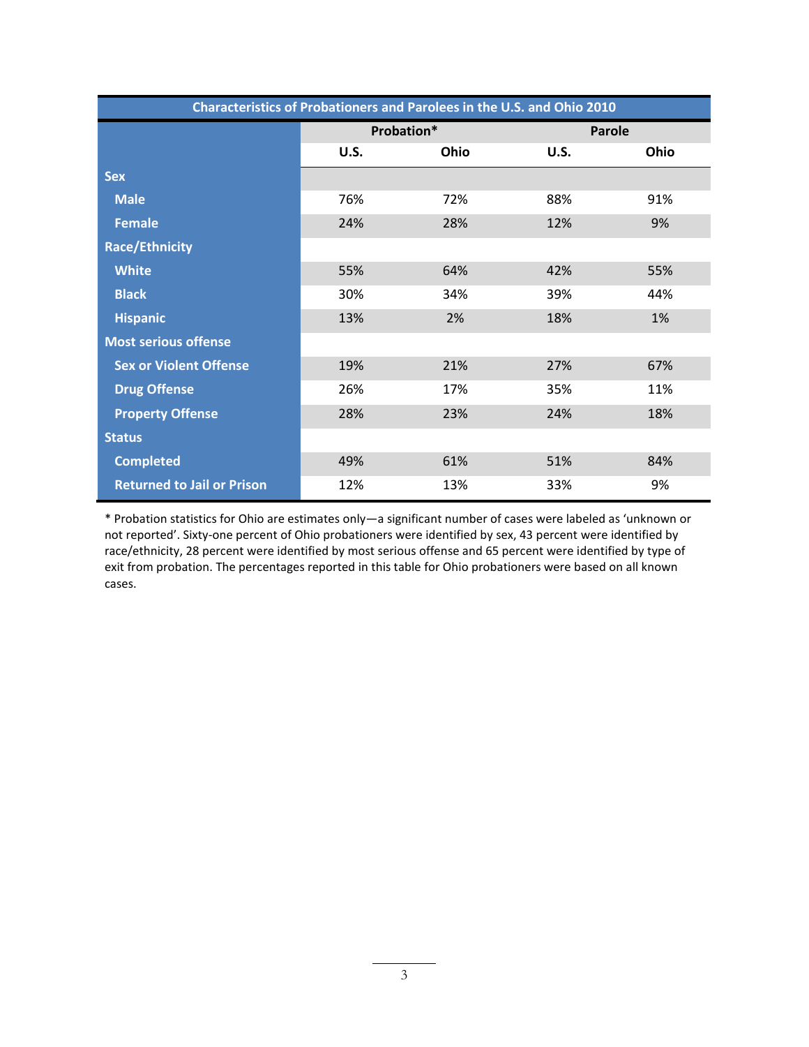| Characteristics of Probationers and Parolees in the U.S. and Ohio 2010 | | | | |
|---|---|---|---|---|
| | Probation* | | Parole | |
| | U.S. | Ohio | U.S. | Ohio |
| **Sex** | | | | |
| Male | 76% | 72% | 88% | 91% |
| Female | 24% | 28% | 12% | 9% |
| **Race/Ethnicity** | | | | |
| White | 55% | 64% | 42% | 55% |
| Black | 30% | 34% | 39% | 44% |
| Hispanic | 13% | 2% | 18% | 1% |
| **Most serious offense** | | | | |
| Sex or Violent Offense | 19% | 21% | 27% | 67% |
| Drug Offense | 26% | 17% | 35% | 11% |
| Property Offense | 28% | 23% | 24% | 18% |
| **Status** | | | | |
| Completed | 49% | 61% | 51% | 84% |
| Returned to Jail or Prison | 12% | 13% | 33% | 9% |

* Probation statistics for Ohio are estimates only—a significant number of cases were labeled as 'unknown or not reported'. Sixty-one percent of Ohio probationers were identified by sex, 43 percent were identified by race/ethnicity, 28 percent were identified by most serious offense and 65 percent were identified by type of exit from probation. The percentages reported in this table for Ohio probationers were based on all known cases.